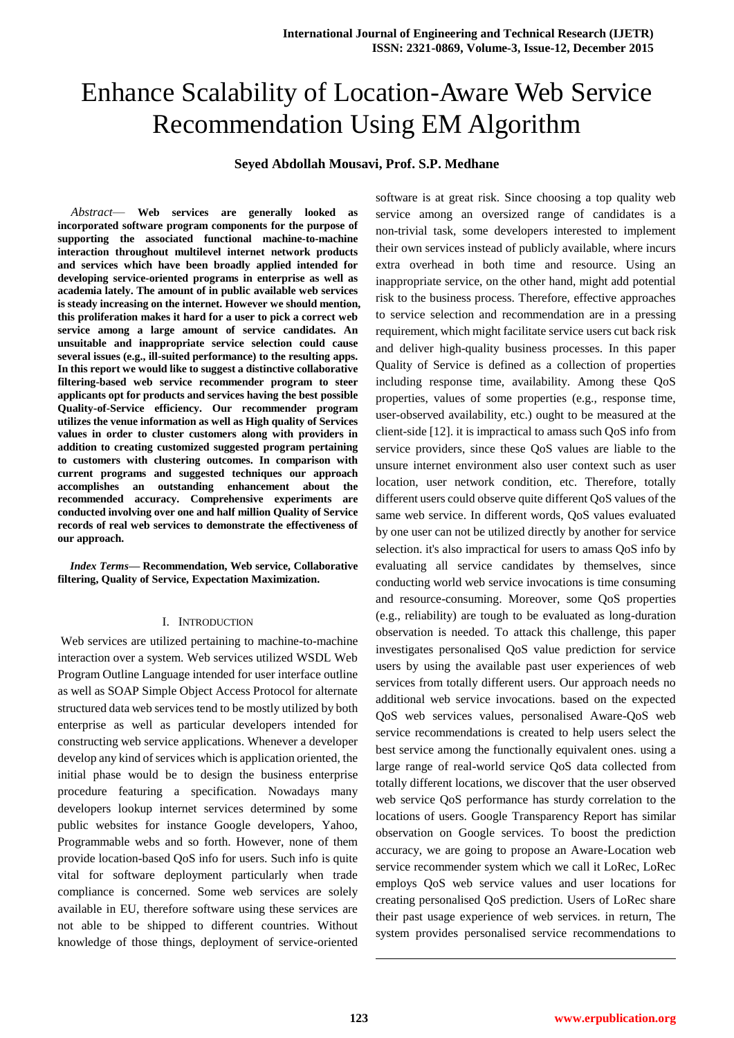# Enhance Scalability of Location-Aware Web Service Recommendation Using EM Algorithm

**Seyed Abdollah Mousavi, Prof. S.P. Medhane**

*Abstract*— **Web services are generally looked as incorporated software program components for the purpose of supporting the associated functional machine-to-machine interaction throughout multilevel internet network products and services which have been broadly applied intended for developing service-oriented programs in enterprise as well as academia lately. The amount of in public available web services is steady increasing on the internet. However we should mention, this proliferation makes it hard for a user to pick a correct web service among a large amount of service candidates. An unsuitable and inappropriate service selection could cause several issues (e.g., ill-suited performance) to the resulting apps. In this report we would like to suggest a distinctive collaborative filtering-based web service recommender program to steer applicants opt for products and services having the best possible Quality-of-Service efficiency. Our recommender program utilizes the venue information as well as High quality of Services values in order to cluster customers along with providers in addition to creating customized suggested program pertaining to customers with clustering outcomes. In comparison with current programs and suggested techniques our approach accomplishes an outstanding enhancement about the recommended accuracy. Comprehensive experiments are conducted involving over one and half million Quality of Service records of real web services to demonstrate the effectiveness of our approach.**

*Index Terms*— **Recommendation, Web service, Collaborative filtering, Quality of Service, Expectation Maximization.**

## I. Introduction

Web services are utilized pertaining to machine-to-machine interaction over a system. Web services utilized WSDL Web Program Outline Language intended for user interface outline as well as SOAP Simple Object Access Protocol for alternate structured data web services tend to be mostly utilized by both enterprise as well as particular developers intended for constructing web service applications. Whenever a developer develop any kind of services which is application oriented, the initial phase would be to design the business enterprise procedure featuring a specification. Nowadays many developers lookup internet services determined by some public websites for instance Google developers, Yahoo, Programmable webs and so forth. However, none of them provide location-based QoS info for users. Such info is quite vital for software deployment particularly when trade compliance is concerned. Some web services are solely available in EU, therefore software using these services are not able to be shipped to different countries. Without knowledge of those things, deployment of service-oriented software is at great risk. Since choosing a top quality web service among an oversized range of candidates is a non-trivial task, some developers interested to implement their own services instead of publicly available, where incurs extra overhead in both time and resource. Using an inappropriate service, on the other hand, might add potential risk to the business process. Therefore, effective approaches to service selection and recommendation are in a pressing requirement, which might facilitate service users cut back risk and deliver high-quality business processes. In this paper Quality of Service is defined as a collection of properties including response time, availability. Among these QoS properties, values of some properties (e.g., response time, user-observed availability, etc.) ought to be measured at the client-side [12]. it is impractical to amass such QoS info from service providers, since these QoS values are liable to the unsure internet environment also user context such as user location, user network condition, etc. Therefore, totally different users could observe quite different QoS values of the same web service. In different words, QoS values evaluated by one user can not be utilized directly by another for service selection. it's also impractical for users to amass QoS info by evaluating all service candidates by themselves, since conducting world web service invocations is time consuming and resource-consuming. Moreover, some QoS properties (e.g., reliability) are tough to be evaluated as long-duration observation is needed. To attack this challenge, this paper investigates personalised QoS value prediction for service users by using the available past user experiences of web services from totally different users. Our approach needs no additional web service invocations. based on the expected QoS web services values, personalised Aware-QoS web service recommendations is created to help users select the best service among the functionally equivalent ones. using a large range of real-world service QoS data collected from totally different locations, we discover that the user observed web service QoS performance has sturdy correlation to the locations of users. Google Transparency Report has similar observation on Google services. To boost the prediction accuracy, we are going to propose an Aware-Location web service recommender system which we call it LoRec, LoRec employs QoS web service values and user locations for creating personalised QoS prediction. Users of LoRec share their past usage experience of web services. in return, The system provides personalised service recommendations to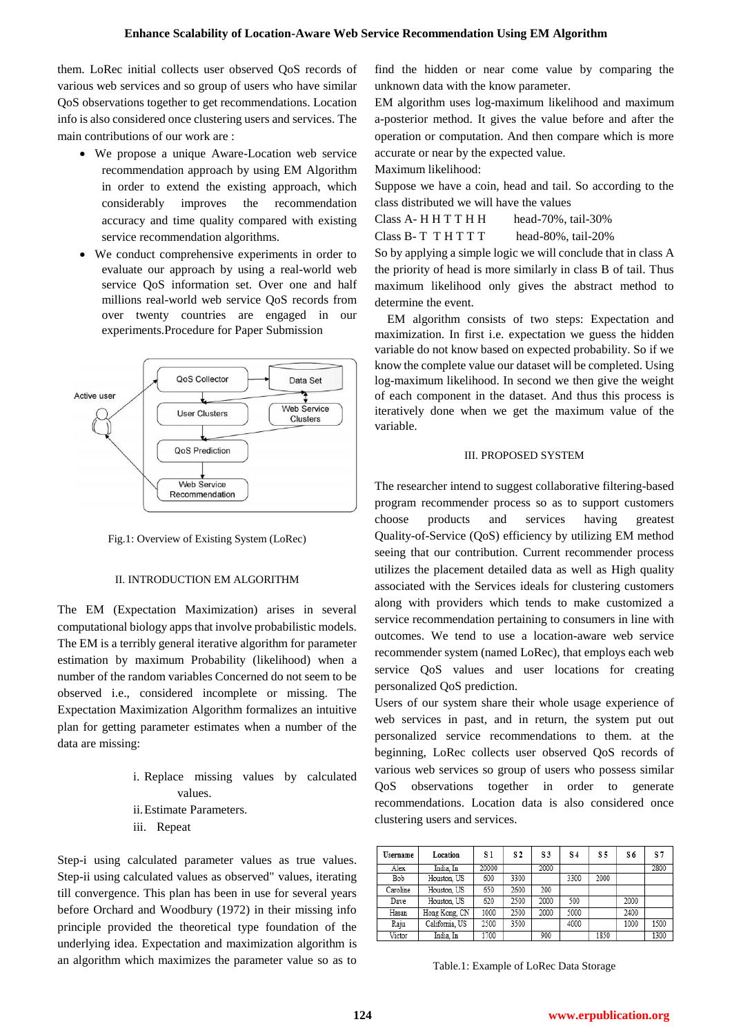them. LoRec initial collects user observed QoS records of various web services and so group of users who have similar QoS observations together to get recommendations. Location info is also considered once clustering users and services. The main contributions of our work are :

- We propose a unique Aware-Location web service recommendation approach by using EM Algorithm in order to extend the existing approach, which considerably improves the recommendation accuracy and time quality compared with existing service recommendation algorithms.
- We conduct comprehensive experiments in order to evaluate our approach by using a real-world web service QoS information set. Over one and half millions real-world web service QoS records from over twenty countries are engaged in our experiments.Procedure for Paper Submission

Fig.1: Overview of Existing System (LoRec)

## II. INTRODUCTION EM ALGORITHM

The EM (Expectation Maximization) arises in several computational biology apps that involve probabilistic models. The EM is a terribly general iterative algorithm for parameter estimation by maximum Probability (likelihood) when a number of the random variables Concerned do not seem to be observed i.e., considered incomplete or missing. The Expectation Maximization Algorithm formalizes an intuitive plan for getting parameter estimates when a number of the data are missing:

i. Replace missing values by calculated values.
ii. Estimate Parameters.
iii. Repeat

Step-i using calculated parameter values as true values. Step-ii using calculated values as observed" values, iterating till convergence. This plan has been in use for several years before Orchard and Woodbury (1972) in their missing info principle provided the theoretical type foundation of the underlying idea. Expectation and maximization algorithm is an algorithm which maximizes the parameter value so as to find the hidden or near come value by comparing the unknown data with the know parameter.

EM algorithm uses log-maximum likelihood and maximum a-posterior method. It gives the value before and after the operation or computation. And then compare which is more accurate or near by the expected value.

Maximum likelihood:

Suppose we have a coin, head and tail. So according to the class distributed we will have the values

Class A- H H T T H H   head-70%, tail-30%

Class B- T T H T T T   head-80%, tail-20%

So by applying a simple logic we will conclude that in class A the priority of head is more similarly in class B of tail. Thus maximum likelihood only gives the abstract method to determine the event.

EM algorithm consists of two steps: Expectation and maximization. In first i.e. expectation we guess the hidden variable do not know based on expected probability. So if we know the complete value our dataset will be completed. Using log-maximum likelihood. In second we then give the weight of each component in the dataset. And thus this process is iteratively done when we get the maximum value of the variable.

## III. PROPOSED SYSTEM

The researcher intend to suggest collaborative filtering-based program recommender process so as to support customers choose products and services having greatest Quality-of-Service (QoS) efficiency by utilizing EM method seeing that our contribution. Current recommender process utilizes the placement detailed data as well as High quality associated with the Services ideals for clustering customers along with providers which tends to make customized a service recommendation pertaining to consumers in line with outcomes. We tend to use a location-aware web service recommender system (named LoRec), that employs each web service QoS values and user locations for creating personalized QoS prediction.

Users of our system share their whole usage experience of web services in past, and in return, the system put out personalized service recommendations to them. at the beginning, LoRec collects user observed QoS records of various web services so group of users who possess similar QoS observations together in order to generate recommendations. Location data is also considered once clustering users and services.

| Username | Location | S1 | S2 | S3 | S4 | S5 | S6 | S7 |
|---|---|---|---|---|---|---|---|---|
| Alex | India, In | 20000 | | 2000 | | | | 2800 |
| Bob | Houston, US | 600 | 3300 | | 3300 | 2000 | | |
| Caroline | Houston, US | 650 | 2600 | 200 | | | | |
| Dave | Houston, US | 620 | 2500 | 2000 | 500 | | 2000 | |
| Hasan | Hong Kong, CN | 1000 | 2500 | 2000 | 5000 | | 2400 | |
| Raju | California, US | 2500 | 3500 | | 4000 | | 1000 | 1500 |
| Victor | India, In | 1700 | | 900 | | 1850 | | 1300 |

Table.1: Example of LoRec Data Storage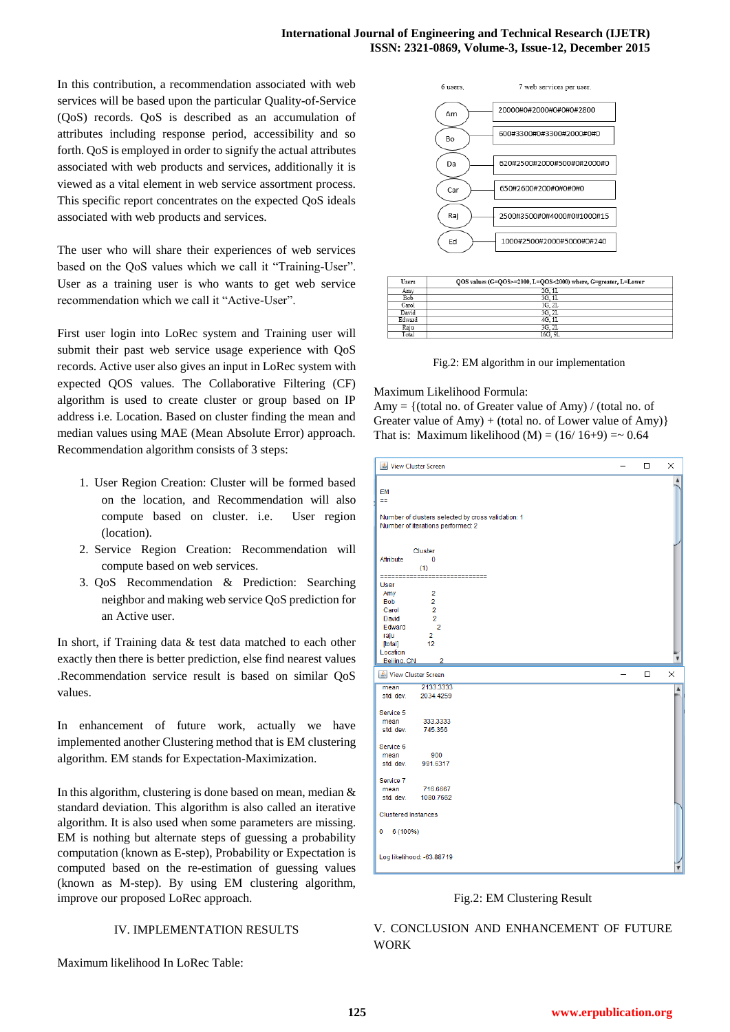In this contribution, a recommendation associated with web services will be based upon the particular Quality-of-Service (QoS) records. QoS is described as an accumulation of attributes including response period, accessibility and so forth. QoS is employed in order to signify the actual attributes associated with web products and services, additionally it is viewed as a vital element in web service assortment process. This specific report concentrates on the expected QoS ideals associated with web products and services.

The user who will share their experiences of web services based on the QoS values which we call it "Training-User". User as a training user is who wants to get web service recommendation which we call it "Active-User".

First user login into LoRec system and Training user will submit their past web service usage experience with QoS records. Active user also gives an input in LoRec system with expected QOS values. The Collaborative Filtering (CF) algorithm is used to create cluster or group based on IP address i.e. Location. Based on cluster finding the mean and median values using MAE (Mean Absolute Error) approach. Recommendation algorithm consists of 3 steps:

1. User Region Creation: Cluster will be formed based on the location, and Recommendation will also compute based on cluster. i.e. User region (location).
2. Service Region Creation: Recommendation will compute based on web services.
3. QoS Recommendation & Prediction: Searching neighbor and making web service QoS prediction for an Active user.

In short, if Training data & test data matched to each other exactly then there is better prediction, else find nearest values .Recommendation service result is based on similar QoS values.

In enhancement of future work, actually we have implemented another Clustering method that is EM clustering algorithm. EM stands for Expectation-Maximization.

In this algorithm, clustering is done based on mean, median & standard deviation. This algorithm is also called an iterative algorithm. It is also used when some parameters are missing. EM is nothing but alternate steps of guessing a probability computation (known as E-step), Probability or Expectation is computed based on the re-estimation of guessing values (known as M-step). By using EM clustering algorithm, improve our proposed LoRec approach.

## IV. IMPLEMENTATION RESULTS

Maximum likelihood In LoRec Table:

6 users, 7 web services per user.

| User | Web services |
|---|---|
| Am | 2000#0#2000#0#0#0#2800 |
| Bo | 600#3300#0#3300#2000#0#0 |
| Da | 620#2500#2000#500#0#2000#0 |
| Car | 650#2600#200#0#0#0#0 |
| Raj | 2500#3500#0#4000#0#1000#15 |
| Ed | 1000#2500#2000#5000#0#240 |

| Users | QOS values (G=QOS>=2000, L=QOS<2000) where, G=greater, L=Lower |
|---|---|
| Amy | 2G, 1L |
| Bob | 3G, 1L |
| Carol | 1G, 2L |
| David | 3G, 2L |
| Edward | 4G, 1L |
| Raju | 3G, 2L |
| Total | 16G, 9L |

Fig.2: EM algorithm in our implementation

Maximum Likelihood Formula:

Amy = {(total no. of Greater value of Amy) / (total no. of Greater value of Amy) + (total no. of Lower value of Amy)}

That is: Maximum likelihood (M) = (16/ 16+9) =~ 0.64

```
View Cluster Screen

EM
==

Number of clusters selected by cross validation: 1
Number of iterations performed: 2

             Cluster
Attribute       0
               (1)
==============================
User
  Amy           2
  Bob           2
  Carol         2
  David         2
  Edward        2
  raju          2
  [total]      12
Location
  Beijing, CN   2
```

```
View Cluster Screen
  mean       2133.3333
  std. dev.  2034.4259

Service 5
  mean       333.3333
  std. dev.  745.356

Service 6
  mean       900
  std. dev.  991.6317

Service 7
  mean       716.6667
  std. dev.  1080.7652

Clustered Instances

0     6 (100%)

Log likelihood: -63.88719
```

Fig.2: EM Clustering Result

## V. CONCLUSION AND ENHANCEMENT OF FUTURE WORK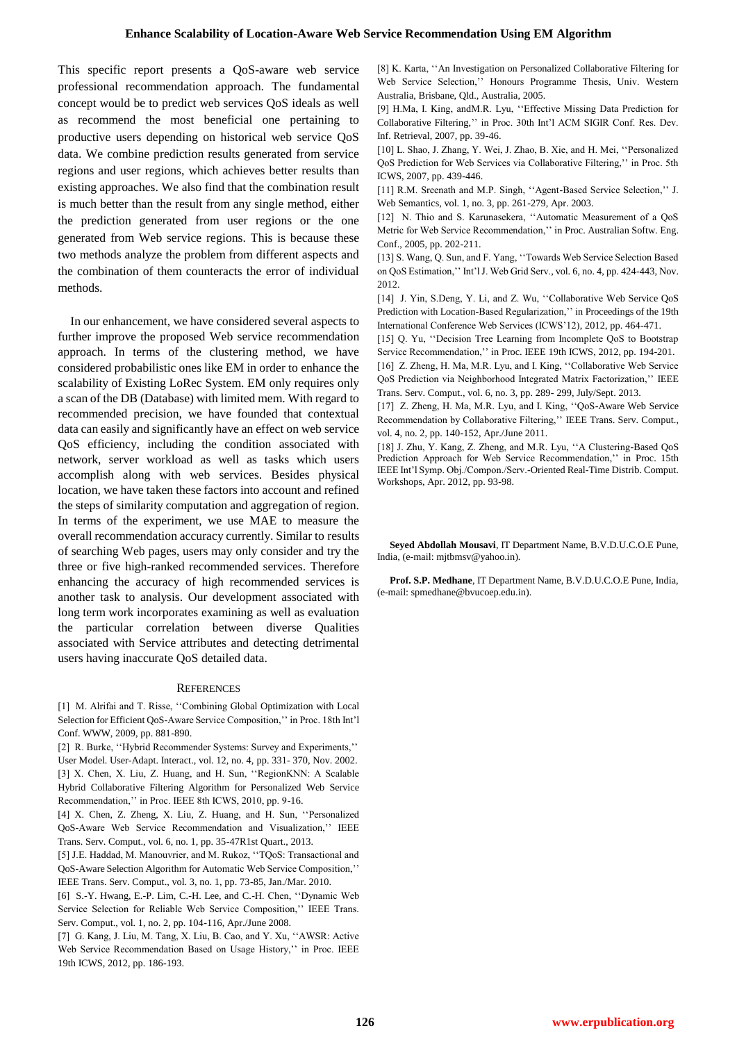This specific report presents a QoS-aware web service professional recommendation approach. The fundamental concept would be to predict web services QoS ideals as well as recommend the most beneficial one pertaining to productive users depending on historical web service QoS data. We combine prediction results generated from service regions and user regions, which achieves better results than existing approaches. We also find that the combination result is much better than the result from any single method, either the prediction generated from user regions or the one generated from Web service regions. This is because these two methods analyze the problem from different aspects and the combination of them counteracts the error of individual methods.

In our enhancement, we have considered several aspects to further improve the proposed Web service recommendation approach. In terms of the clustering method, we have considered probabilistic ones like EM in order to enhance the scalability of Existing LoRec System. EM only requires only a scan of the DB (Database) with limited mem. With regard to recommended precision, we have founded that contextual data can easily and significantly have an effect on web service QoS efficiency, including the condition associated with network, server workload as well as tasks which users accomplish along with web services. Besides physical location, we have taken these factors into account and refined the steps of similarity computation and aggregation of region. In terms of the experiment, we use MAE to measure the overall recommendation accuracy currently. Similar to results of searching Web pages, users may only consider and try the three or five high-ranked recommended services. Therefore enhancing the accuracy of high recommended services is another task to analysis. Our development associated with long term work incorporates examining as well as evaluation the particular correlation between diverse Qualities associated with Service attributes and detecting detrimental users having inaccurate QoS detailed data.

## REFERENCES

[1] M. Alrifai and T. Risse, ''Combining Global Optimization with Local Selection for Efficient QoS-Aware Service Composition,'' in Proc. 18th Int'l Conf. WWW, 2009, pp. 881-890.

[2] R. Burke, ''Hybrid Recommender Systems: Survey and Experiments,'' User Model. User-Adapt. Interact., vol. 12, no. 4, pp. 331- 370, Nov. 2002.

[3] X. Chen, X. Liu, Z. Huang, and H. Sun, ''RegionKNN: A Scalable Hybrid Collaborative Filtering Algorithm for Personalized Web Service Recommendation,'' in Proc. IEEE 8th ICWS, 2010, pp. 9-16.

[4] X. Chen, Z. Zheng, X. Liu, Z. Huang, and H. Sun, ''Personalized QoS-Aware Web Service Recommendation and Visualization,'' IEEE Trans. Serv. Comput., vol. 6, no. 1, pp. 35-47R1st Quart., 2013.

[5] J.E. Haddad, M. Manouvrier, and M. Rukoz, ''TQoS: Transactional and QoS-Aware Selection Algorithm for Automatic Web Service Composition,'' IEEE Trans. Serv. Comput., vol. 3, no. 1, pp. 73-85, Jan./Mar. 2010.

[6] S.-Y. Hwang, E.-P. Lim, C.-H. Lee, and C.-H. Chen, ''Dynamic Web Service Selection for Reliable Web Service Composition,'' IEEE Trans. Serv. Comput., vol. 1, no. 2, pp. 104-116, Apr./June 2008.

[7] G. Kang, J. Liu, M. Tang, X. Liu, B. Cao, and Y. Xu, ''AWSR: Active Web Service Recommendation Based on Usage History,'' in Proc. IEEE 19th ICWS, 2012, pp. 186-193.

[8] K. Karta, ''An Investigation on Personalized Collaborative Filtering for Web Service Selection,'' Honours Programme Thesis, Univ. Western Australia, Brisbane, Qld., Australia, 2005.

[9] H.Ma, I. King, andM.R. Lyu, ''Effective Missing Data Prediction for Collaborative Filtering,'' in Proc. 30th Int'l ACM SIGIR Conf. Res. Dev. Inf. Retrieval, 2007, pp. 39-46.

[10] L. Shao, J. Zhang, Y. Wei, J. Zhao, B. Xie, and H. Mei, ''Personalized QoS Prediction for Web Services via Collaborative Filtering,'' in Proc. 5th ICWS, 2007, pp. 439-446.

[11] R.M. Sreenath and M.P. Singh, ''Agent-Based Service Selection,'' J. Web Semantics, vol. 1, no. 3, pp. 261-279, Apr. 2003.

[12] N. Thio and S. Karunasekera, ''Automatic Measurement of a QoS Metric for Web Service Recommendation,'' in Proc. Australian Softw. Eng. Conf., 2005, pp. 202-211.

[13] S. Wang, Q. Sun, and F. Yang, ''Towards Web Service Selection Based on QoS Estimation,'' Int'l J. Web Grid Serv., vol. 6, no. 4, pp. 424-443, Nov. 2012.

[14] J. Yin, S.Deng, Y. Li, and Z. Wu, ''Collaborative Web Service QoS Prediction with Location-Based Regularization,'' in Proceedings of the 19th International Conference Web Services (ICWS'12), 2012, pp. 464-471.

[15] Q. Yu, ''Decision Tree Learning from Incomplete QoS to Bootstrap Service Recommendation,'' in Proc. IEEE 19th ICWS, 2012, pp. 194-201.

[16] Z. Zheng, H. Ma, M.R. Lyu, and I. King, ''Collaborative Web Service QoS Prediction via Neighborhood Integrated Matrix Factorization,'' IEEE Trans. Serv. Comput., vol. 6, no. 3, pp. 289- 299, July/Sept. 2013.

[17] Z. Zheng, H. Ma, M.R. Lyu, and I. King, ''QoS-Aware Web Service Recommendation by Collaborative Filtering,'' IEEE Trans. Serv. Comput., vol. 4, no. 2, pp. 140-152, Apr./June 2011.

[18] J. Zhu, Y. Kang, Z. Zheng, and M.R. Lyu, ''A Clustering-Based QoS Prediction Approach for Web Service Recommendation,'' in Proc. 15th IEEE Int'l Symp. Obj./Compon./Serv.-Oriented Real-Time Distrib. Comput. Workshops, Apr. 2012, pp. 93-98.

**Seyed Abdollah Mousavi**, IT Department Name, B.V.D.U.C.O.E Pune, India, (e-mail: mjtbmsv@yahoo.in).

**Prof. S.P. Medhane**, IT Department Name, B.V.D.U.C.O.E Pune, India, (e-mail: spmedhane@bvucoep.edu.in).